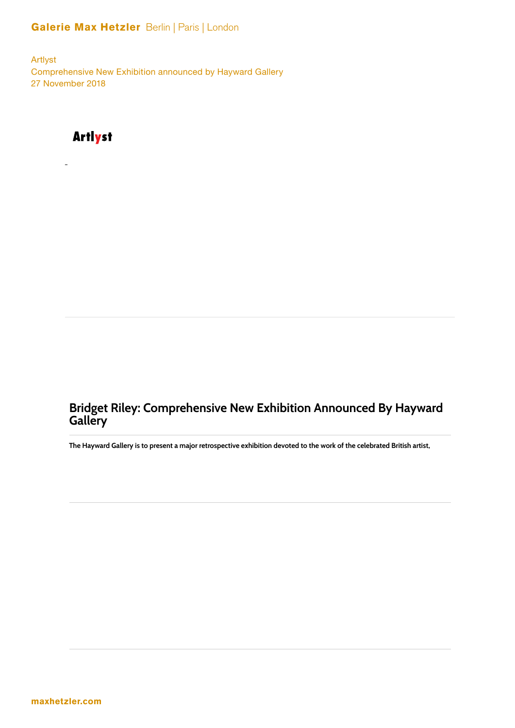Artlyst
Comprehensive New Exhibition announced by Hayward Gallery
27 November 2018

Artlyst

# Bridget Riley: Comprehensive New Exhibition Announced By Hayward Gallery

**The Hayward Gallery is to present a major retrospective exhibition devoted to the work of the celebrated British artist,**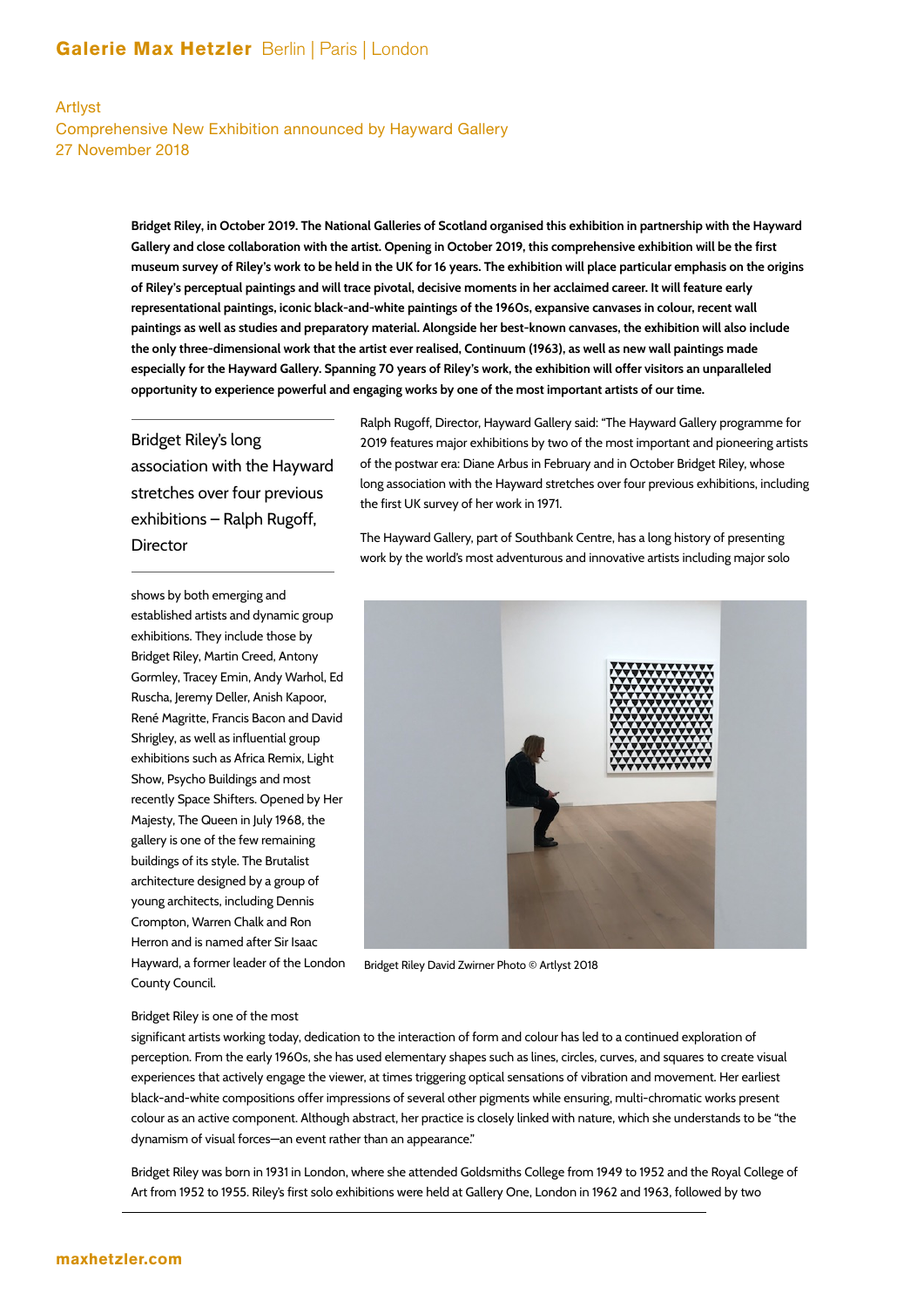Artlyst
Comprehensive New Exhibition announced by Hayward Gallery
27 November 2018

**Bridget Riley, in October 2019. The National Galleries of Scotland organised this exhibition in partnership with the Hayward Gallery and close collaboration with the artist. Opening in October 2019, this comprehensive exhibition will be the first museum survey of Riley's work to be held in the UK for 16 years. The exhibition will place particular emphasis on the origins of Riley's perceptual paintings and will trace pivotal, decisive moments in her acclaimed career. It will feature early representational paintings, iconic black-and-white paintings of the 1960s, expansive canvases in colour, recent wall paintings as well as studies and preparatory material. Alongside her best-known canvases, the exhibition will also include the only three-dimensional work that the artist ever realised, Continuum (1963), as well as new wall paintings made especially for the Hayward Gallery. Spanning 70 years of Riley's work, the exhibition will offer visitors an unparalleled opportunity to experience powerful and engaging works by one of the most important artists of our time.**

Bridget Riley's long association with the Hayward stretches over four previous exhibitions – Ralph Rugoff, Director

Ralph Rugoff, Director, Hayward Gallery said: "The Hayward Gallery programme for 2019 features major exhibitions by two of the most important and pioneering artists of the postwar era: Diane Arbus in February and in October Bridget Riley, whose long association with the Hayward stretches over four previous exhibitions, including the first UK survey of her work in 1971.

The Hayward Gallery, part of Southbank Centre, has a long history of presenting work by the world's most adventurous and innovative artists including major solo shows by both emerging and established artists and dynamic group exhibitions. They include those by Bridget Riley, Martin Creed, Antony Gormley, Tracey Emin, Andy Warhol, Ed Ruscha, Jeremy Deller, Anish Kapoor, René Magritte, Francis Bacon and David Shrigley, as well as influential group exhibitions such as Africa Remix, Light Show, Psycho Buildings and most recently Space Shifters. Opened by Her Majesty, The Queen in July 1968, the gallery is one of the few remaining buildings of its style. The Brutalist architecture designed by a group of young architects, including Dennis Crompton, Warren Chalk and Ron Herron and is named after Sir Isaac Hayward, a former leader of the London County Council.

Bridget Riley David Zwirner Photo © Artlyst 2018

Bridget Riley is one of the most significant artists working today, dedication to the interaction of form and colour has led to a continued exploration of perception. From the early 1960s, she has used elementary shapes such as lines, circles, curves, and squares to create visual experiences that actively engage the viewer, at times triggering optical sensations of vibration and movement. Her earliest black-and-white compositions offer impressions of several other pigments while ensuring, multi-chromatic works present colour as an active component. Although abstract, her practice is closely linked with nature, which she understands to be "the dynamism of visual forces—an event rather than an appearance."

Bridget Riley was born in 1931 in London, where she attended Goldsmiths College from 1949 to 1952 and the Royal College of Art from 1952 to 1955. Riley's first solo exhibitions were held at Gallery One, London in 1962 and 1963, followed by two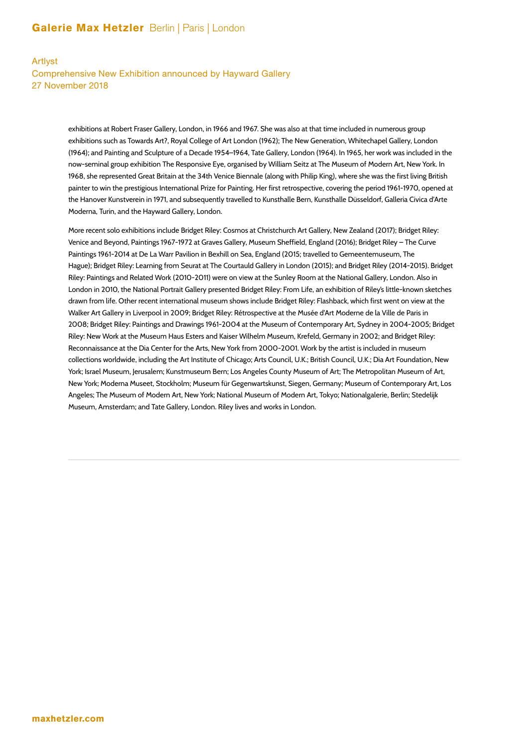exhibitions at Robert Fraser Gallery, London, in 1966 and 1967. She was also at that time included in numerous group exhibitions such as Towards Art?, Royal College of Art London (1962); The New Generation, Whitechapel Gallery, London (1964); and Painting and Sculpture of a Decade 1954–1964, Tate Gallery, London (1964). In 1965, her work was included in the now-seminal group exhibition The Responsive Eye, organised by William Seitz at The Museum of Modern Art, New York. In 1968, she represented Great Britain at the 34th Venice Biennale (along with Philip King), where she was the first living British painter to win the prestigious International Prize for Painting. Her first retrospective, covering the period 1961-1970, opened at the Hanover Kunstverein in 1971, and subsequently travelled to Kunsthalle Bern, Kunsthalle Düsseldorf, Galleria Civica d'Arte Moderna, Turin, and the Hayward Gallery, London.

More recent solo exhibitions include Bridget Riley: Cosmos at Christchurch Art Gallery, New Zealand (2017); Bridget Riley: Venice and Beyond, Paintings 1967-1972 at Graves Gallery, Museum Sheffield, England (2016); Bridget Riley – The Curve Paintings 1961-2014 at De La Warr Pavilion in Bexhill on Sea, England (2015; travelled to Gemeentemuseum, The Hague); Bridget Riley: Learning from Seurat at The Courtauld Gallery in London (2015); and Bridget Riley (2014-2015). Bridget Riley: Paintings and Related Work (2010-2011) were on view at the Sunley Room at the National Gallery, London. Also in London in 2010, the National Portrait Gallery presented Bridget Riley: From Life, an exhibition of Riley's little-known sketches drawn from life. Other recent international museum shows include Bridget Riley: Flashback, which first went on view at the Walker Art Gallery in Liverpool in 2009; Bridget Riley: Rétrospective at the Musée d'Art Moderne de la Ville de Paris in 2008; Bridget Riley: Paintings and Drawings 1961-2004 at the Museum of Contemporary Art, Sydney in 2004-2005; Bridget Riley: New Work at the Museum Haus Esters and Kaiser Wilhelm Museum, Krefeld, Germany in 2002; and Bridget Riley: Reconnaissance at the Dia Center for the Arts, New York from 2000-2001. Work by the artist is included in museum collections worldwide, including the Art Institute of Chicago; Arts Council, U.K.; British Council, U.K.; Dia Art Foundation, New York; Israel Museum, Jerusalem; Kunstmuseum Bern; Los Angeles County Museum of Art; The Metropolitan Museum of Art, New York; Moderna Museet, Stockholm; Museum für Gegenwartskunst, Siegen, Germany; Museum of Contemporary Art, Los Angeles; The Museum of Modern Art, New York; National Museum of Modern Art, Tokyo; Nationalgalerie, Berlin; Stedelijk Museum, Amsterdam; and Tate Gallery, London. Riley lives and works in London.